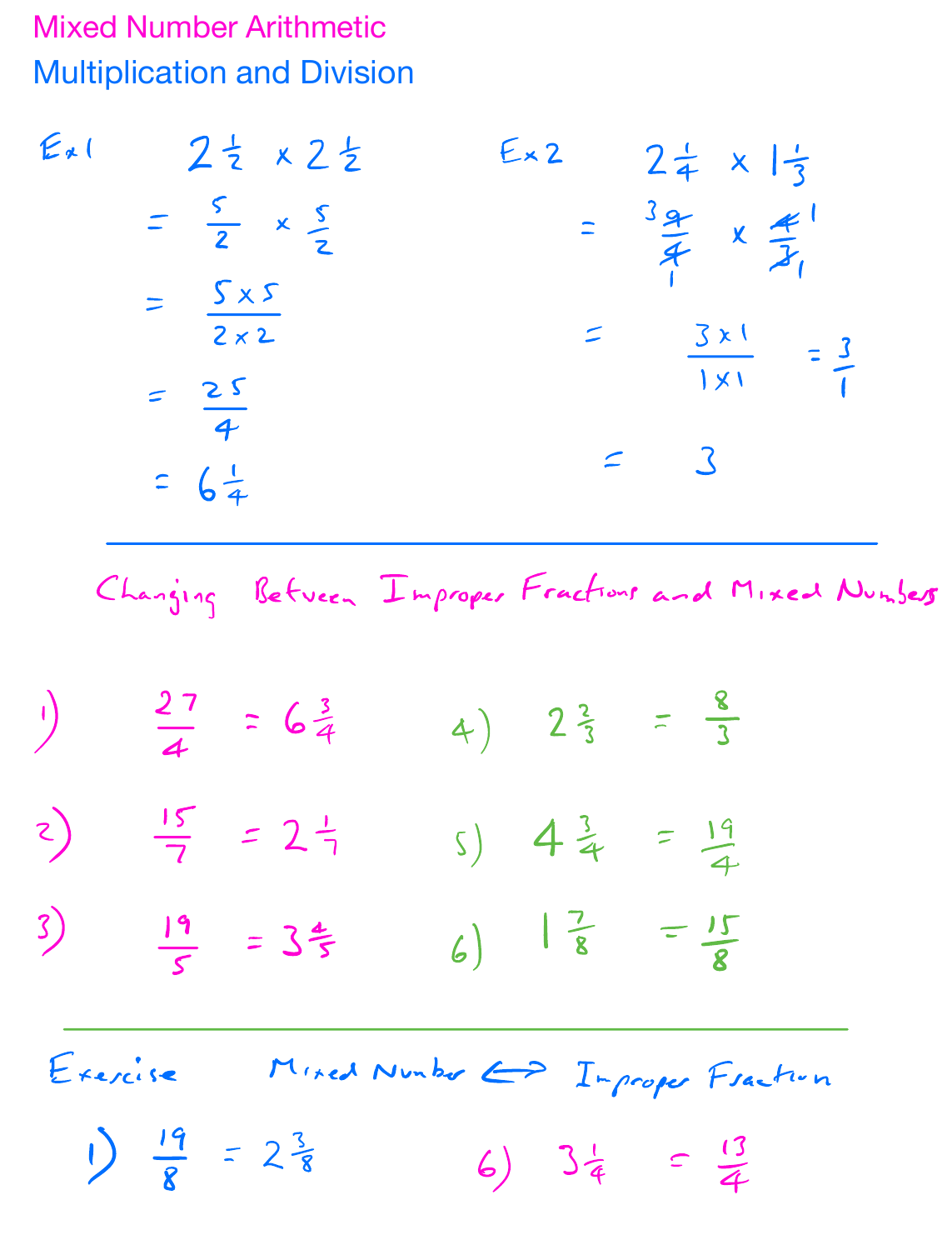# Mixed Number Arithmetic

## Multiplication and Division

**Ex 1**

$$2\tfrac{1}{2} \times 2\tfrac{1}{2}$$

$$= \frac{5}{2} \times \frac{5}{2}$$

$$= \frac{5 \times 5}{2 \times 2}$$

$$= \frac{25}{4}$$

$$= 6\tfrac{1}{4}$$

**Ex 2**

$$2\tfrac{1}{4} \times 1\tfrac{1}{3}$$

$$= \frac{\overset{3}{\cancel{9}}}{\underset{1}{\cancel{4}}} \times \frac{\overset{1}{\cancel{4}}}{\underset{1}{\cancel{3}}}$$

$$= \frac{3 \times 1}{1 \times 1} = \frac{3}{1}$$

$$= 3$$

---

## Changing Between Improper Fractions and Mixed Numbers

1) $\frac{27}{4} = 6\frac{3}{4}$

2) $\frac{15}{7} = 2\frac{1}{7}$

3) $\frac{19}{5} = 3\frac{4}{5}$

4) $2\frac{2}{3} = \frac{8}{3}$

5) $4\frac{3}{4} = \frac{19}{4}$

6) $1\frac{7}{8} = \frac{15}{8}$

---

## Exercise — Mixed Number ⟷ Improper Fraction

1) $\frac{19}{8} = 2\frac{3}{8}$

6) $3\frac{1}{4} = \frac{13}{4}$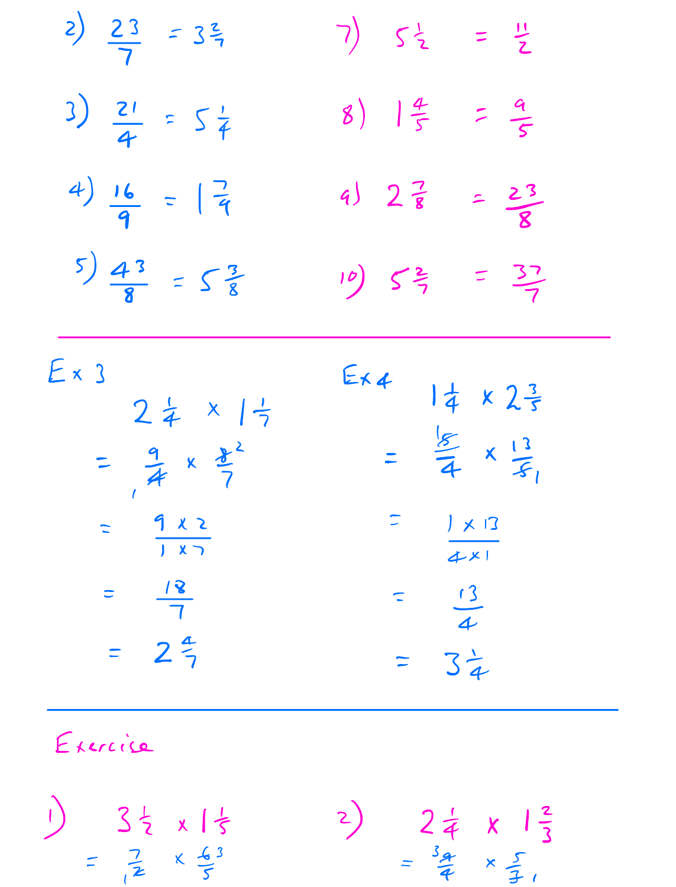2) $\frac{23}{7} = 3\frac{2}{7}$

3) $\frac{21}{4} = 5\frac{1}{4}$

4) $\frac{16}{9} = 1\frac{7}{9}$

5) $\frac{43}{8} = 5\frac{3}{8}$

7) $5\frac{1}{2} = \frac{11}{2}$

8) $1\frac{4}{5} = \frac{9}{5}$

9) $2\frac{7}{8} = \frac{23}{8}$

10) $5\frac{2}{7} = \frac{37}{7}$

---

Ex 3

$$2\frac{1}{4} \times 1\frac{1}{7}$$

$$= \frac{9}{\cancel{4}_1} \times \frac{\cancel{8}^2}{7}$$

$$= \frac{9 \times 2}{1 \times 7}$$

$$= \frac{18}{7}$$

$$= 2\frac{4}{7}$$

Ex 4

$$1\frac{1}{4} \times 2\frac{3}{5}$$

$$= \frac{\cancel{5}^1}{4} \times \frac{13}{\cancel{5}_1}$$

$$= \frac{1 \times 13}{4 \times 1}$$

$$= \frac{13}{4}$$

$$= 3\frac{1}{4}$$

---

Exercise

1) $3\frac{1}{2} \times 1\frac{1}{5}$

$$= \frac{7}{\cancel{2}_1} \times \frac{\cancel{6}^3}{5}$$

2) $2\frac{1}{4} \times 1\frac{2}{3}$

$$= \frac{\cancel{9}^3}{4} \times \frac{5}{\cancel{3}_1}$$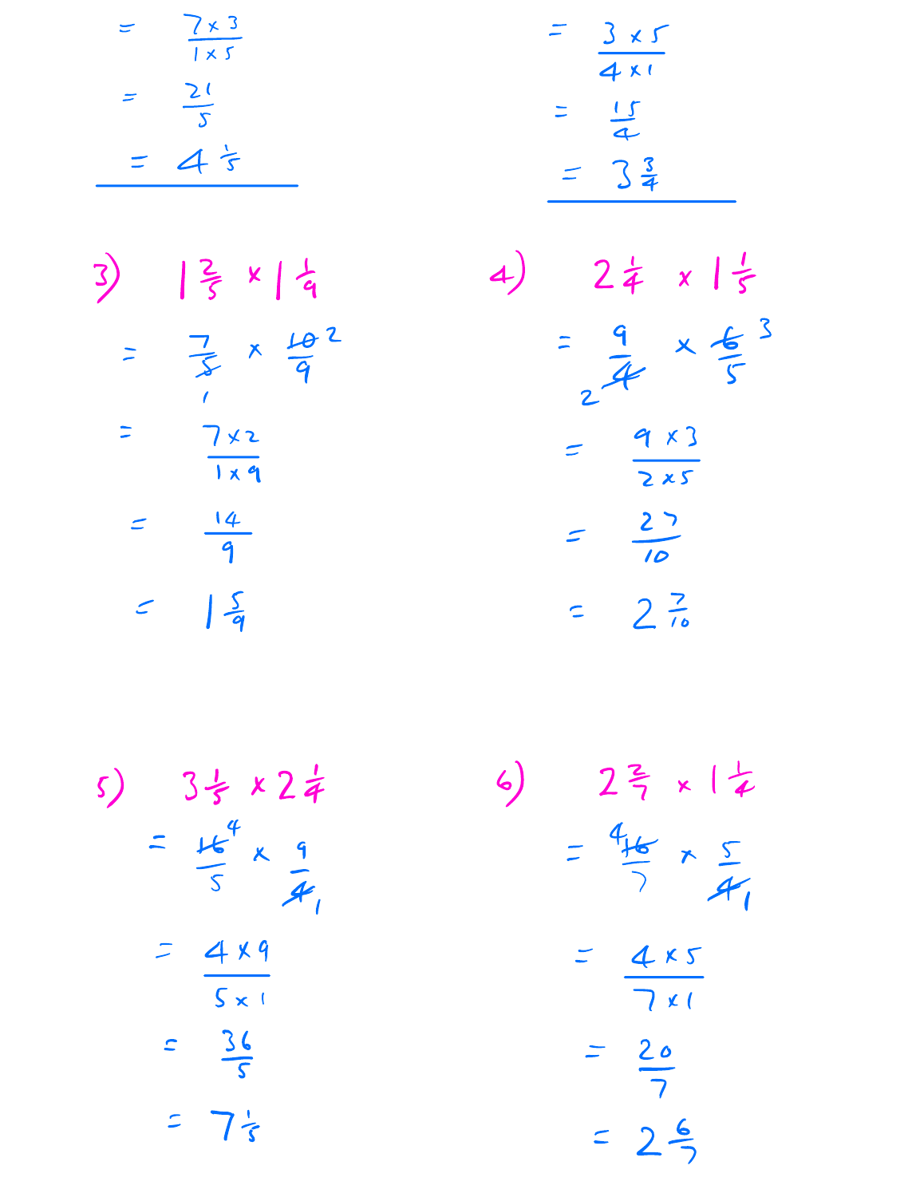$= \dfrac{7 \times 3}{1 \times 5}$

$= \dfrac{21}{5}$

$= 4\frac{1}{5}$

---

$= \dfrac{3 \times 5}{4 \times 1}$

$= \dfrac{15}{4}$

$= 3\frac{3}{4}$

---

3) $1\frac{2}{5} \times 1\frac{1}{9}$

$= \dfrac{7}{\cancel{5}_{1}} \times \dfrac{\cancel{10}^{2}}{9}$

$= \dfrac{7 \times 2}{1 \times 9}$

$= \dfrac{14}{9}$

$= 1\frac{5}{9}$

4) $2\frac{1}{4} \times 1\frac{1}{5}$

$= \dfrac{9}{\cancel{4}_{2}} \times \dfrac{\cancel{6}^{3}}{5}$

$= \dfrac{9 \times 3}{2 \times 5}$

$= \dfrac{27}{10}$

$= 2\frac{7}{10}$

5) $3\frac{1}{5} \times 2\frac{1}{4}$

$= \dfrac{\cancel{16}^{4}}{5} \times \dfrac{9}{\cancel{4}_{1}}$

$= \dfrac{4 \times 9}{5 \times 1}$

$= \dfrac{36}{5}$

$= 7\frac{1}{5}$

6) $2\frac{2}{7} \times 1\frac{1}{4}$

$= \dfrac{\cancel{16}^{4}}{7} \times \dfrac{5}{\cancel{4}_{1}}$

$= \dfrac{4 \times 5}{7 \times 1}$

$= \dfrac{20}{7}$

$= 2\frac{6}{7}$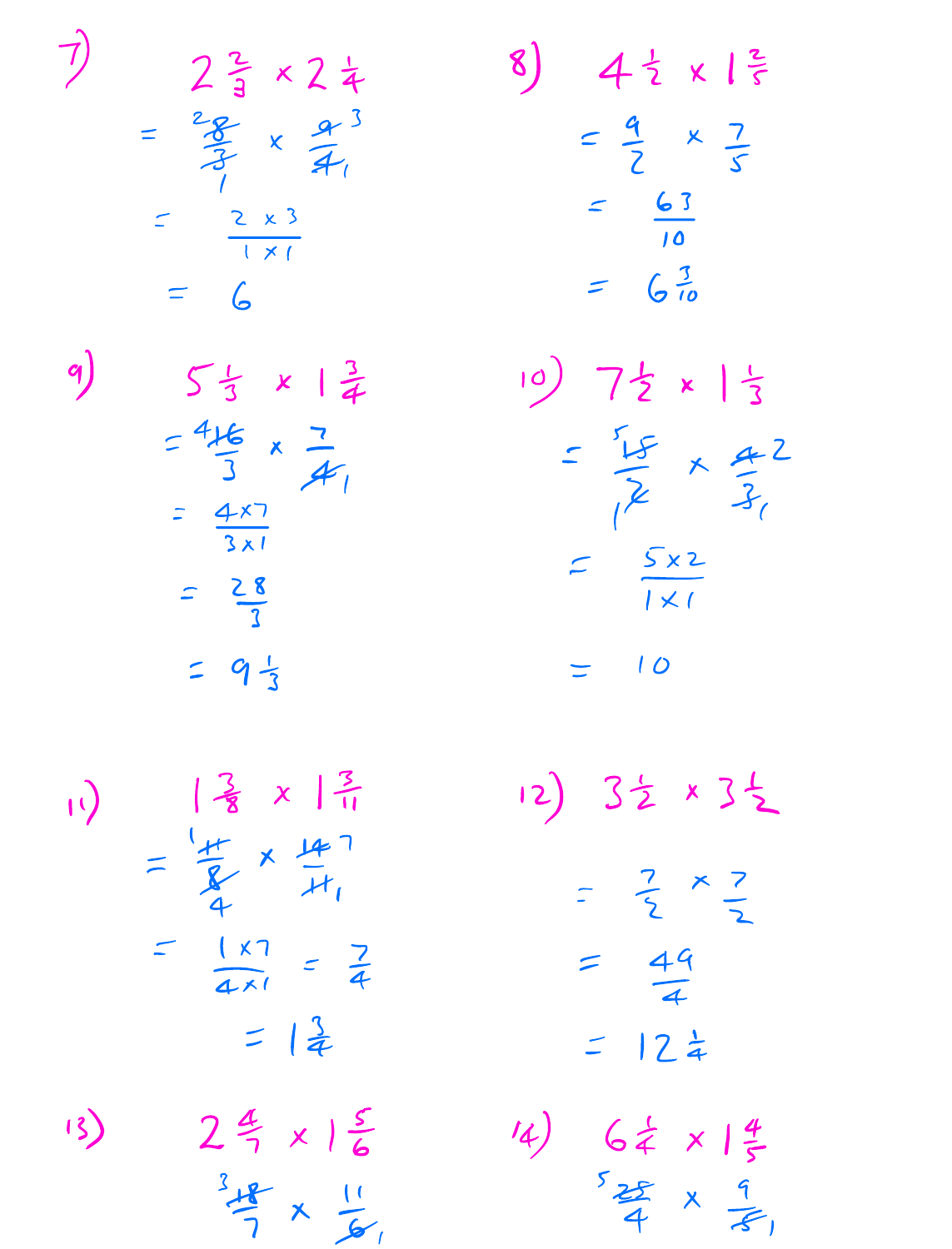7) $2\frac{2}{3} \times 2\frac{1}{4}$

$= \frac{\cancel{8}^{2}}{\cancel{3}_{1}} \times \frac{\cancel{9}^{3}}{\cancel{4}_{1}}$

$= \frac{2 \times 3}{1 \times 1}$

$= 6$

8) $4\frac{1}{2} \times 1\frac{2}{5}$

$= \frac{9}{2} \times \frac{7}{5}$

$= \frac{63}{10}$

$= 6\frac{3}{10}$

9) $5\frac{1}{3} \times 1\frac{3}{4}$

$= \frac{\cancel{16}^{4}}{3} \times \frac{7}{\cancel{4}_{1}}$

$= \frac{4 \times 7}{3 \times 1}$

$= \frac{28}{3}$

$= 9\frac{1}{3}$

10) $7\frac{1}{2} \times 1\frac{1}{3}$

$= \frac{\cancel{15}^{5}}{\cancel{2}_{1}} \times \frac{\cancel{4}^{2}}{\cancel{3}_{1}}$

$= \frac{5 \times 2}{1 \times 1}$

$= 10$

11) $1\frac{3}{8} \times 1\frac{3}{11}$

$= \frac{\cancel{11}^{1}}{\cancel{8}_{4}} \times \frac{\cancel{14}^{7}}{\cancel{11}_{1}}$

$= \frac{1 \times 7}{4 \times 1} = \frac{7}{4}$

$= 1\frac{3}{4}$

12) $3\frac{1}{2} \times 3\frac{1}{2}$

$= \frac{7}{2} \times \frac{7}{2}$

$= \frac{49}{4}$

$= 12\frac{1}{4}$

13) $2\frac{4}{7} \times 1\frac{5}{6}$

$\frac{\cancel{18}^{3}}{7} \times \frac{11}{\cancel{6}_{1}}$

14) $6\frac{1}{4} \times 1\frac{4}{5}$

$\frac{\cancel{25}^{5}}{4} \times \frac{9}{\cancel{5}_{1}}$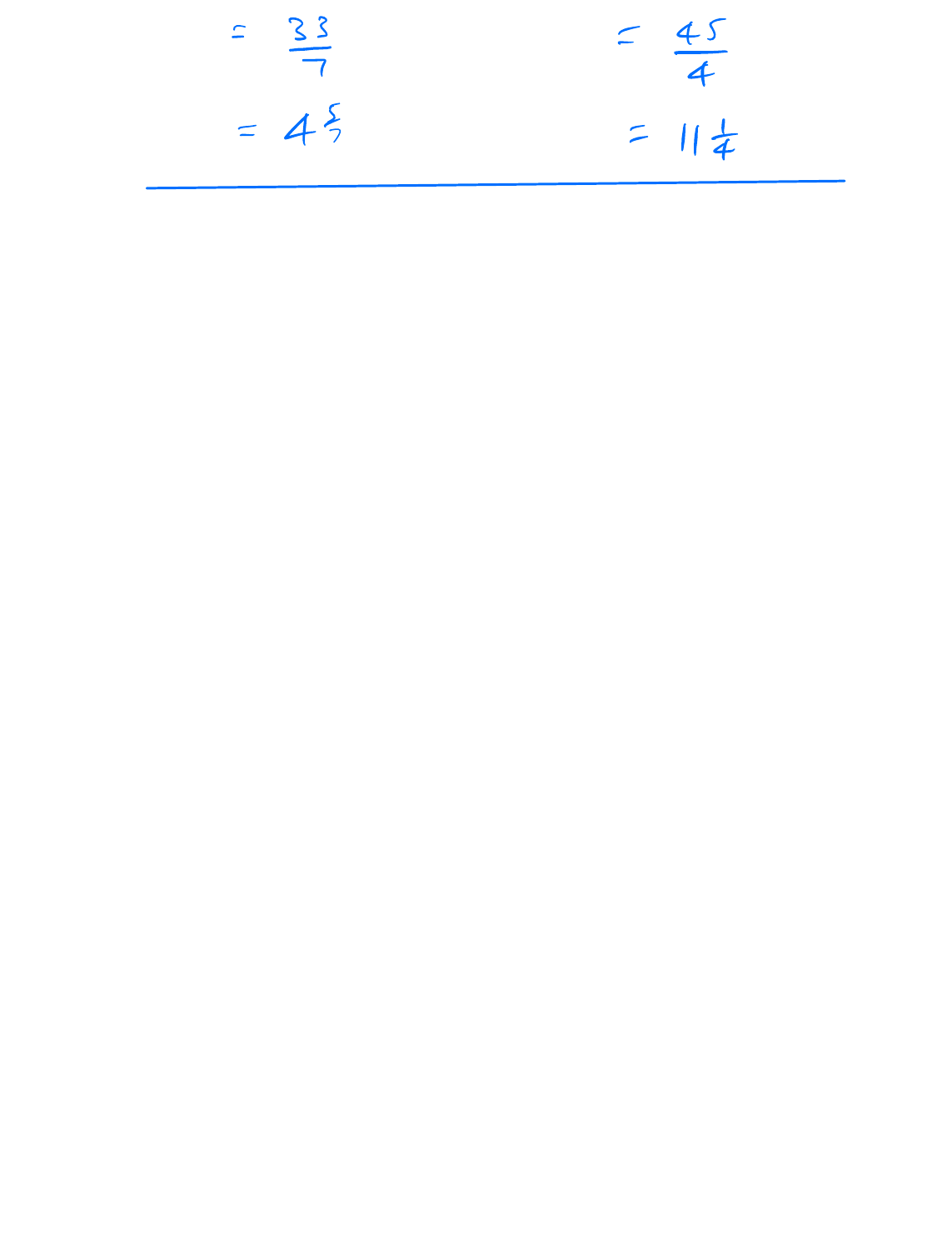$= \frac{33}{7}$

$= 4\frac{5}{7}$

$= \frac{45}{4}$

$= 11\frac{1}{4}$

---